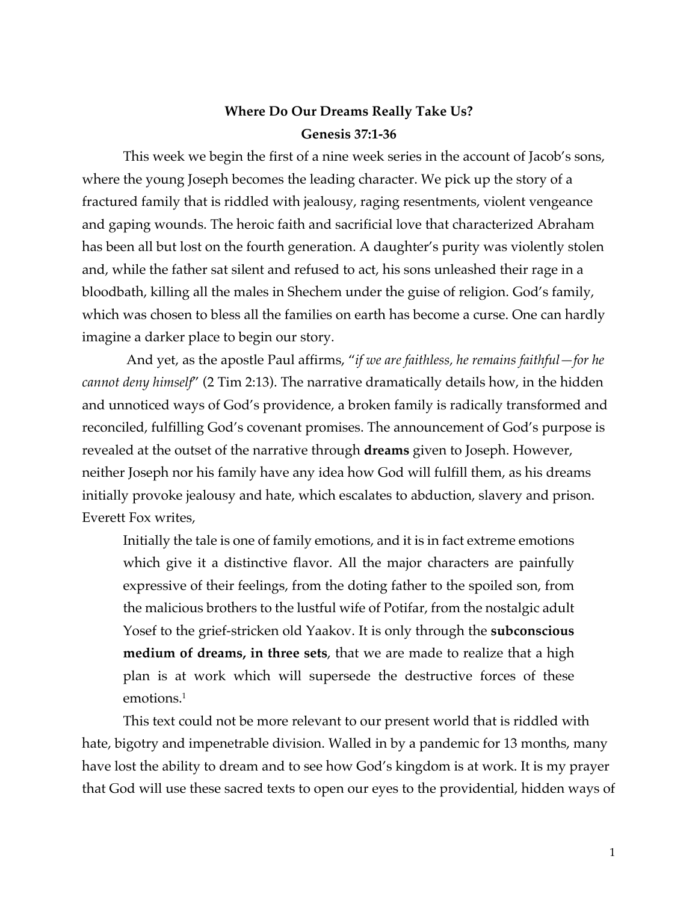**Where Do Our Dreams Really Take Us?**

**Genesis 37:1-36**

This week we begin the first of a nine week series in the account of Jacob's sons, where the young Joseph becomes the leading character. We pick up the story of a fractured family that is riddled with jealousy, raging resentments, violent vengeance and gaping wounds. The heroic faith and sacrificial love that characterized Abraham has been all but lost on the fourth generation. A daughter's purity was violently stolen and, while the father sat silent and refused to act, his sons unleashed their rage in a bloodbath, killing all the males in Shechem under the guise of religion. God's family, which was chosen to bless all the families on earth has become a curse. One can hardly imagine a darker place to begin our story.

And yet, as the apostle Paul affirms, "*if we are faithless, he remains faithful—for he cannot deny himself*" (2 Tim 2:13). The narrative dramatically details how, in the hidden and unnoticed ways of God's providence, a broken family is radically transformed and reconciled, fulfilling God's covenant promises. The announcement of God's purpose is revealed at the outset of the narrative through **dreams** given to Joseph. However, neither Joseph nor his family have any idea how God will fulfill them, as his dreams initially provoke jealousy and hate, which escalates to abduction, slavery and prison. Everett Fox writes,

> Initially the tale is one of family emotions, and it is in fact extreme emotions which give it a distinctive flavor. All the major characters are painfully expressive of their feelings, from the doting father to the spoiled son, from the malicious brothers to the lustful wife of Potifar, from the nostalgic adult Yosef to the grief-stricken old Yaakov. It is only through the **subconscious medium of dreams, in three sets**, that we are made to realize that a high plan is at work which will supersede the destructive forces of these emotions.[1]

This text could not be more relevant to our present world that is riddled with hate, bigotry and impenetrable division. Walled in by a pandemic for 13 months, many have lost the ability to dream and to see how God's kingdom is at work. It is my prayer that God will use these sacred texts to open our eyes to the providential, hidden ways of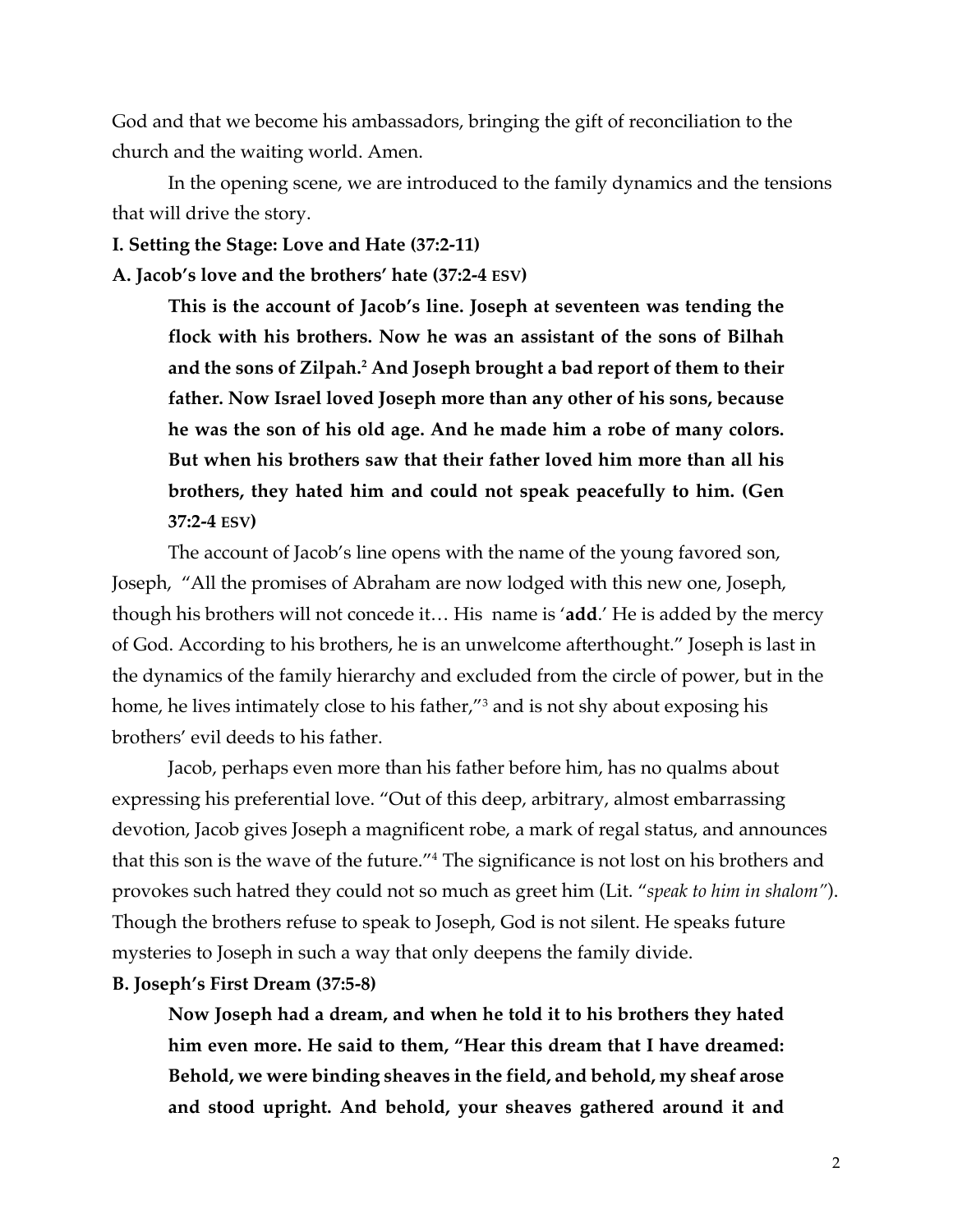God and that we become his ambassadors, bringing the gift of reconciliation to the church and the waiting world. Amen.

In the opening scene, we are introduced to the family dynamics and the tensions that will drive the story.

**I. Setting the Stage: Love and Hate (37:2-11)**

**A. Jacob's love and the brothers' hate (37:2-4 ESV)**

> **This is the account of Jacob's line. Joseph at seventeen was tending the flock with his brothers. Now he was an assistant of the sons of Bilhah and the sons of Zilpah.[2] And Joseph brought a bad report of them to their father. Now Israel loved Joseph more than any other of his sons, because he was the son of his old age. And he made him a robe of many colors. But when his brothers saw that their father loved him more than all his brothers, they hated him and could not speak peacefully to him. (Gen 37:2-4 ESV)**

The account of Jacob's line opens with the name of the young favored son, Joseph, "All the promises of Abraham are now lodged with this new one, Joseph, though his brothers will not concede it… His name is '**add**.' He is added by the mercy of God. According to his brothers, he is an unwelcome afterthought." Joseph is last in the dynamics of the family hierarchy and excluded from the circle of power, but in the home, he lives intimately close to his father,"[3] and is not shy about exposing his brothers' evil deeds to his father.

Jacob, perhaps even more than his father before him, has no qualms about expressing his preferential love. "Out of this deep, arbitrary, almost embarrassing devotion, Jacob gives Joseph a magnificent robe, a mark of regal status, and announces that this son is the wave of the future."[4] The significance is not lost on his brothers and provokes such hatred they could not so much as greet him (Lit. "*speak to him in shalom"*). Though the brothers refuse to speak to Joseph, God is not silent. He speaks future mysteries to Joseph in such a way that only deepens the family divide.

**B. Joseph's First Dream (37:5-8)**

> **Now Joseph had a dream, and when he told it to his brothers they hated him even more. He said to them, "Hear this dream that I have dreamed: Behold, we were binding sheaves in the field, and behold, my sheaf arose and stood upright. And behold, your sheaves gathered around it and**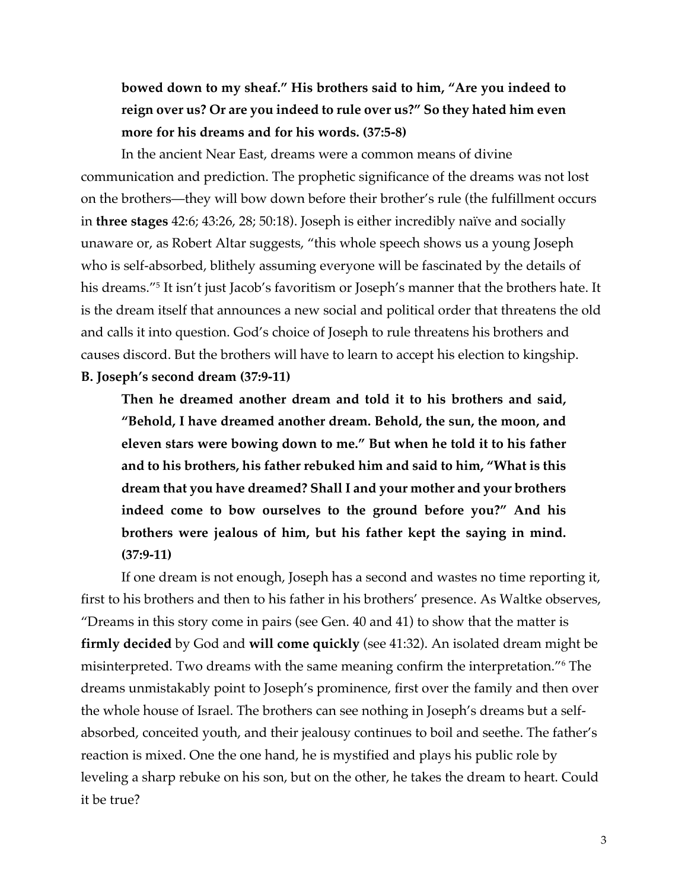**bowed down to my sheaf." His brothers said to him, "Are you indeed to reign over us? Or are you indeed to rule over us?" So they hated him even more for his dreams and for his words. (37:5-8)**

In the ancient Near East, dreams were a common means of divine communication and prediction. The prophetic significance of the dreams was not lost on the brothers—they will bow down before their brother's rule (the fulfillment occurs in **three stages** 42:6; 43:26, 28; 50:18). Joseph is either incredibly naïve and socially unaware or, as Robert Altar suggests, "this whole speech shows us a young Joseph who is self-absorbed, blithely assuming everyone will be fascinated by the details of his dreams."[5] It isn't just Jacob's favoritism or Joseph's manner that the brothers hate. It is the dream itself that announces a new social and political order that threatens the old and calls it into question. God's choice of Joseph to rule threatens his brothers and causes discord. But the brothers will have to learn to accept his election to kingship.

**B. Joseph's second dream (37:9-11)**

**Then he dreamed another dream and told it to his brothers and said, "Behold, I have dreamed another dream. Behold, the sun, the moon, and eleven stars were bowing down to me." But when he told it to his father and to his brothers, his father rebuked him and said to him, "What is this dream that you have dreamed? Shall I and your mother and your brothers indeed come to bow ourselves to the ground before you?" And his brothers were jealous of him, but his father kept the saying in mind. (37:9-11)**

If one dream is not enough, Joseph has a second and wastes no time reporting it, first to his brothers and then to his father in his brothers' presence. As Waltke observes, "Dreams in this story come in pairs (see Gen. 40 and 41) to show that the matter is **firmly decided** by God and **will come quickly** (see 41:32). An isolated dream might be misinterpreted. Two dreams with the same meaning confirm the interpretation."[6] The dreams unmistakably point to Joseph's prominence, first over the family and then over the whole house of Israel. The brothers can see nothing in Joseph's dreams but a self-absorbed, conceited youth, and their jealousy continues to boil and seethe. The father's reaction is mixed. One the one hand, he is mystified and plays his public role by leveling a sharp rebuke on his son, but on the other, he takes the dream to heart. Could it be true?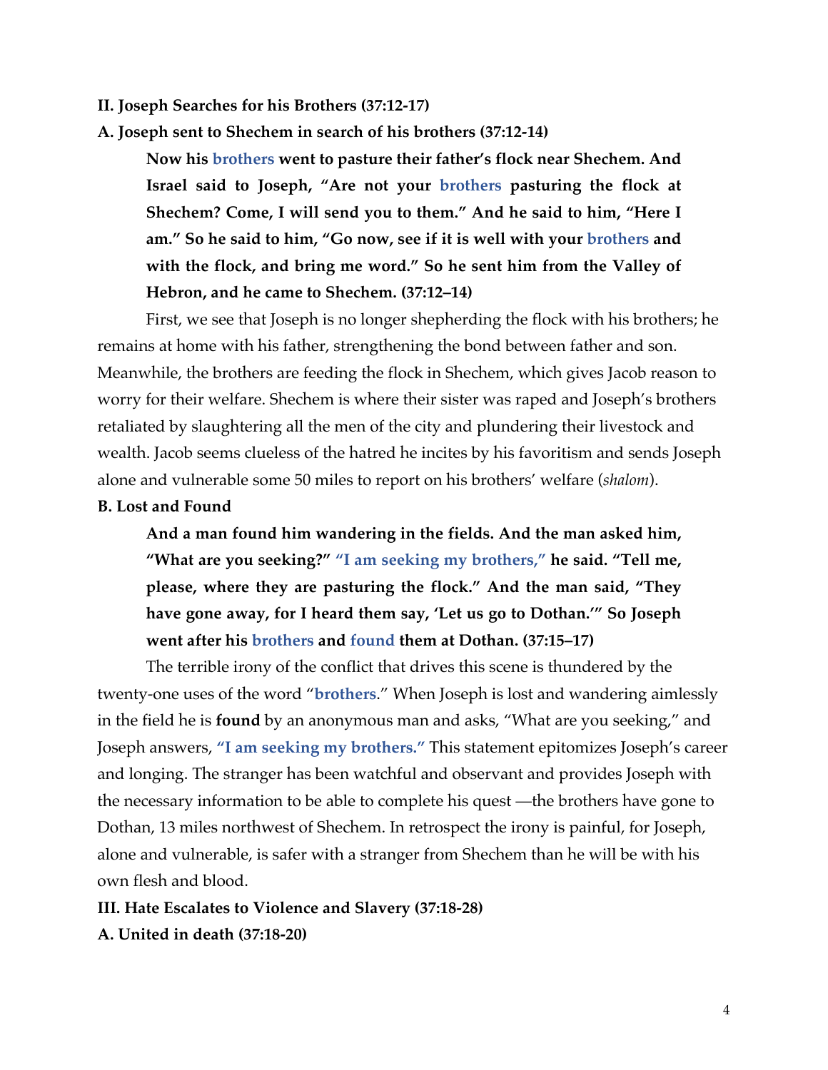**II. Joseph Searches for his Brothers (37:12-17)**

**A. Joseph sent to Shechem in search of his brothers (37:12-14)**

> **Now his brothers went to pasture their father's flock near Shechem. And Israel said to Joseph, "Are not your brothers pasturing the flock at Shechem? Come, I will send you to them." And he said to him, "Here I am." So he said to him, "Go now, see if it is well with your brothers and with the flock, and bring me word." So he sent him from the Valley of Hebron, and he came to Shechem. (37:12–14)**

First, we see that Joseph is no longer shepherding the flock with his brothers; he remains at home with his father, strengthening the bond between father and son. Meanwhile, the brothers are feeding the flock in Shechem, which gives Jacob reason to worry for their welfare. Shechem is where their sister was raped and Joseph's brothers retaliated by slaughtering all the men of the city and plundering their livestock and wealth. Jacob seems clueless of the hatred he incites by his favoritism and sends Joseph alone and vulnerable some 50 miles to report on his brothers' welfare (*shalom*).

**B. Lost and Found**

> **And a man found him wandering in the fields. And the man asked him, "What are you seeking?" "I am seeking my brothers," he said. "Tell me, please, where they are pasturing the flock." And the man said, "They have gone away, for I heard them say, 'Let us go to Dothan.'" So Joseph went after his brothers and found them at Dothan. (37:15–17)**

The terrible irony of the conflict that drives this scene is thundered by the twenty-one uses of the word "**brothers**." When Joseph is lost and wandering aimlessly in the field he is **found** by an anonymous man and asks, "What are you seeking," and Joseph answers, **"I am seeking my brothers."** This statement epitomizes Joseph's career and longing. The stranger has been watchful and observant and provides Joseph with the necessary information to be able to complete his quest —the brothers have gone to Dothan, 13 miles northwest of Shechem. In retrospect the irony is painful, for Joseph, alone and vulnerable, is safer with a stranger from Shechem than he will be with his own flesh and blood.

**III. Hate Escalates to Violence and Slavery (37:18-28)**

**A. United in death (37:18-20)**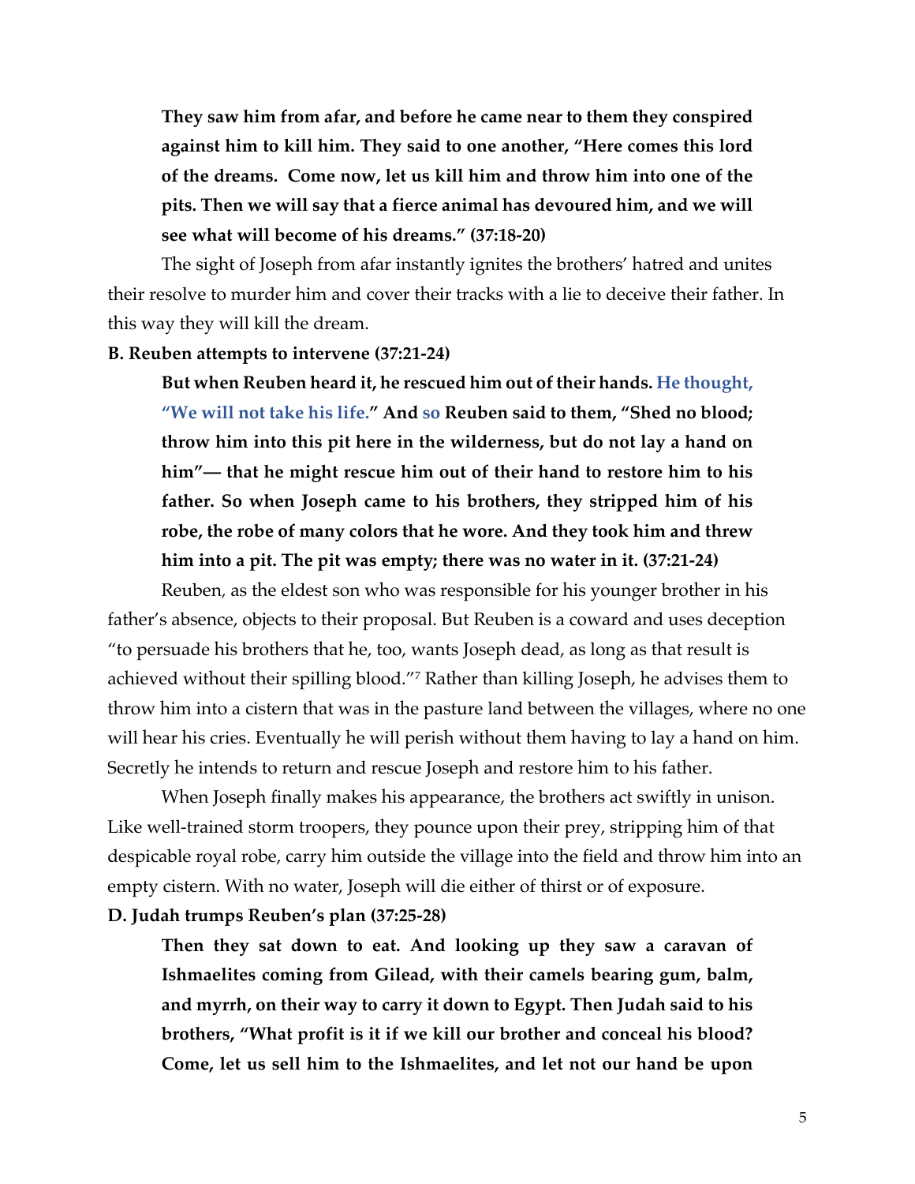**They saw him from afar, and before he came near to them they conspired against him to kill him. They said to one another, "Here comes this lord of the dreams. Come now, let us kill him and throw him into one of the pits. Then we will say that a fierce animal has devoured him, and we will see what will become of his dreams." (37:18-20)**

The sight of Joseph from afar instantly ignites the brothers' hatred and unites their resolve to murder him and cover their tracks with a lie to deceive their father. In this way they will kill the dream.

**B. Reuben attempts to intervene (37:21-24)**

**But when Reuben heard it, he rescued him out of their hands. He thought, "We will not take his life." And so Reuben said to them, "Shed no blood; throw him into this pit here in the wilderness, but do not lay a hand on him"— that he might rescue him out of their hand to restore him to his father. So when Joseph came to his brothers, they stripped him of his robe, the robe of many colors that he wore. And they took him and threw him into a pit. The pit was empty; there was no water in it. (37:21-24)**

Reuben, as the eldest son who was responsible for his younger brother in his father's absence, objects to their proposal. But Reuben is a coward and uses deception "to persuade his brothers that he, too, wants Joseph dead, as long as that result is achieved without their spilling blood."[7] Rather than killing Joseph, he advises them to throw him into a cistern that was in the pasture land between the villages, where no one will hear his cries. Eventually he will perish without them having to lay a hand on him. Secretly he intends to return and rescue Joseph and restore him to his father.

When Joseph finally makes his appearance, the brothers act swiftly in unison. Like well-trained storm troopers, they pounce upon their prey, stripping him of that despicable royal robe, carry him outside the village into the field and throw him into an empty cistern. With no water, Joseph will die either of thirst or of exposure.

**D. Judah trumps Reuben's plan (37:25-28)**

**Then they sat down to eat. And looking up they saw a caravan of Ishmaelites coming from Gilead, with their camels bearing gum, balm, and myrrh, on their way to carry it down to Egypt. Then Judah said to his brothers, "What profit is it if we kill our brother and conceal his blood? Come, let us sell him to the Ishmaelites, and let not our hand be upon**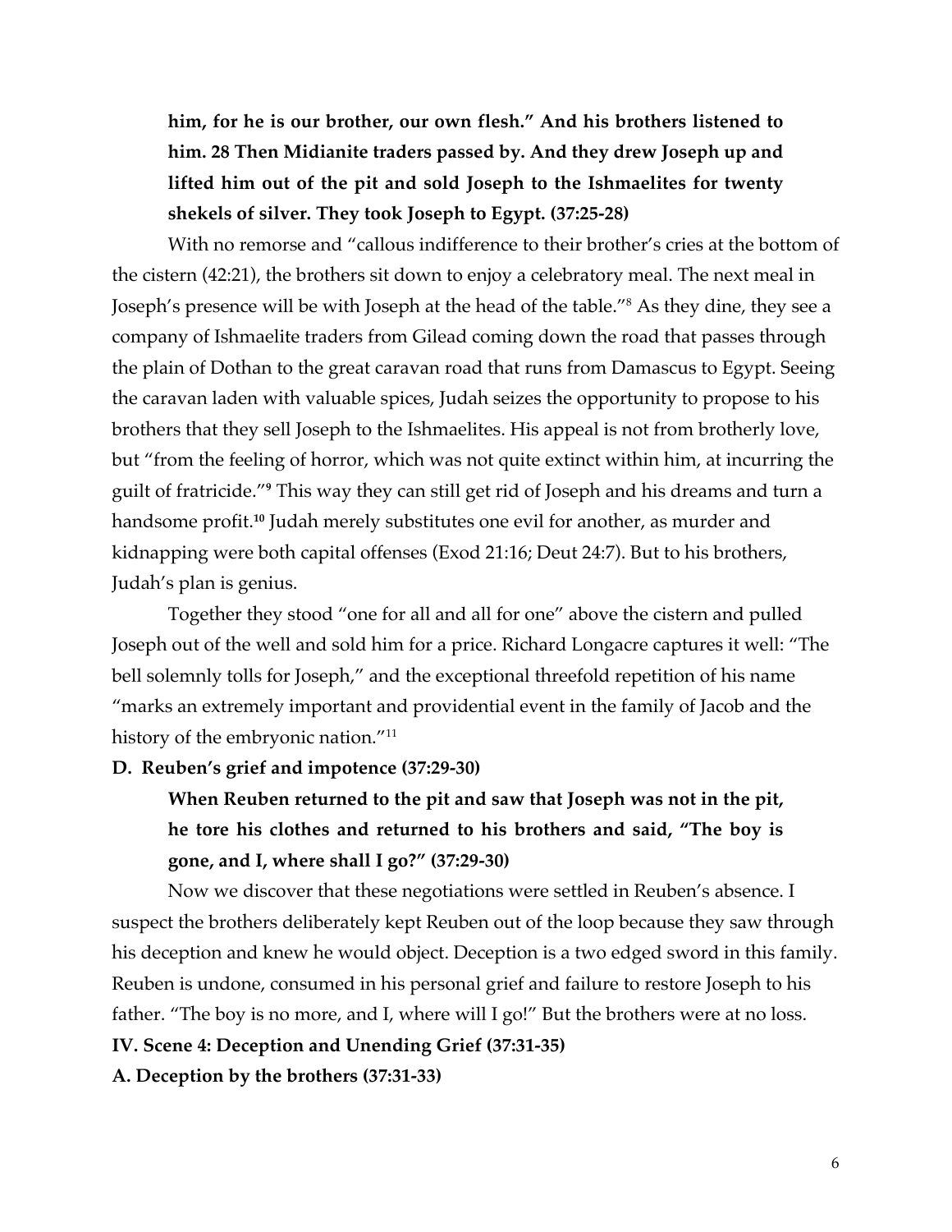**him, for he is our brother, our own flesh." And his brothers listened to him. 28 Then Midianite traders passed by. And they drew Joseph up and lifted him out of the pit and sold Joseph to the Ishmaelites for twenty shekels of silver. They took Joseph to Egypt. (37:25-28)**

With no remorse and "callous indifference to their brother's cries at the bottom of the cistern (42:21), the brothers sit down to enjoy a celebratory meal. The next meal in Joseph's presence will be with Joseph at the head of the table."[8] As they dine, they see a company of Ishmaelite traders from Gilead coming down the road that passes through the plain of Dothan to the great caravan road that runs from Damascus to Egypt. Seeing the caravan laden with valuable spices, Judah seizes the opportunity to propose to his brothers that they sell Joseph to the Ishmaelites. His appeal is not from brotherly love, but "from the feeling of horror, which was not quite extinct within him, at incurring the guilt of fratricide."[9] This way they can still get rid of Joseph and his dreams and turn a handsome profit.[10] Judah merely substitutes one evil for another, as murder and kidnapping were both capital offenses (Exod 21:16; Deut 24:7). But to his brothers, Judah's plan is genius.

Together they stood "one for all and all for one" above the cistern and pulled Joseph out of the well and sold him for a price. Richard Longacre captures it well: "The bell solemnly tolls for Joseph," and the exceptional threefold repetition of his name "marks an extremely important and providential event in the family of Jacob and the history of the embryonic nation."[11]

**D. Reuben's grief and impotence (37:29-30)**

**When Reuben returned to the pit and saw that Joseph was not in the pit, he tore his clothes and returned to his brothers and said, "The boy is gone, and I, where shall I go?" (37:29-30)**

Now we discover that these negotiations were settled in Reuben's absence. I suspect the brothers deliberately kept Reuben out of the loop because they saw through his deception and knew he would object. Deception is a two edged sword in this family. Reuben is undone, consumed in his personal grief and failure to restore Joseph to his father. "The boy is no more, and I, where will I go!" But the brothers were at no loss.

**IV. Scene 4: Deception and Unending Grief (37:31-35)**

**A. Deception by the brothers (37:31-33)**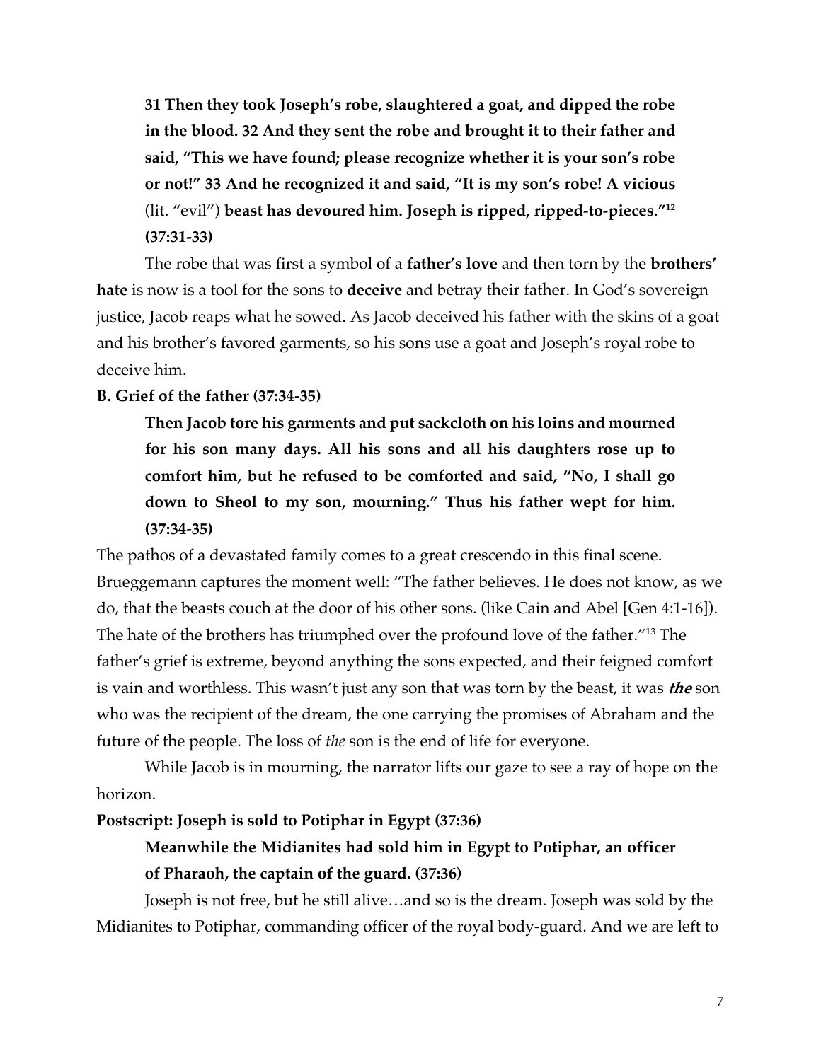**31 Then they took Joseph's robe, slaughtered a goat, and dipped the robe in the blood. 32 And they sent the robe and brought it to their father and said, "This we have found; please recognize whether it is your son's robe or not!" 33 And he recognized it and said, "It is my son's robe! A vicious** (lit. "evil") **beast has devoured him. Joseph is ripped, ripped-to-pieces."[12] (37:31-33)**

The robe that was first a symbol of a **father's love** and then torn by the **brothers' hate** is now is a tool for the sons to **deceive** and betray their father. In God's sovereign justice, Jacob reaps what he sowed. As Jacob deceived his father with the skins of a goat and his brother's favored garments, so his sons use a goat and Joseph's royal robe to deceive him.

**B. Grief of the father (37:34-35)**

**Then Jacob tore his garments and put sackcloth on his loins and mourned for his son many days. All his sons and all his daughters rose up to comfort him, but he refused to be comforted and said, "No, I shall go down to Sheol to my son, mourning." Thus his father wept for him. (37:34-35)**

The pathos of a devastated family comes to a great crescendo in this final scene. Brueggemann captures the moment well: "The father believes. He does not know, as we do, that the beasts couch at the door of his other sons. (like Cain and Abel [Gen 4:1-16]). The hate of the brothers has triumphed over the profound love of the father."[13] The father's grief is extreme, beyond anything the sons expected, and their feigned comfort is vain and worthless. This wasn't just any son that was torn by the beast, it was ***the*** son who was the recipient of the dream, the one carrying the promises of Abraham and the future of the people. The loss of *the* son is the end of life for everyone.

While Jacob is in mourning, the narrator lifts our gaze to see a ray of hope on the horizon.

**Postscript: Joseph is sold to Potiphar in Egypt (37:36)**

**Meanwhile the Midianites had sold him in Egypt to Potiphar, an officer of Pharaoh, the captain of the guard. (37:36)**

Joseph is not free, but he still alive…and so is the dream. Joseph was sold by the Midianites to Potiphar, commanding officer of the royal body-guard. And we are left to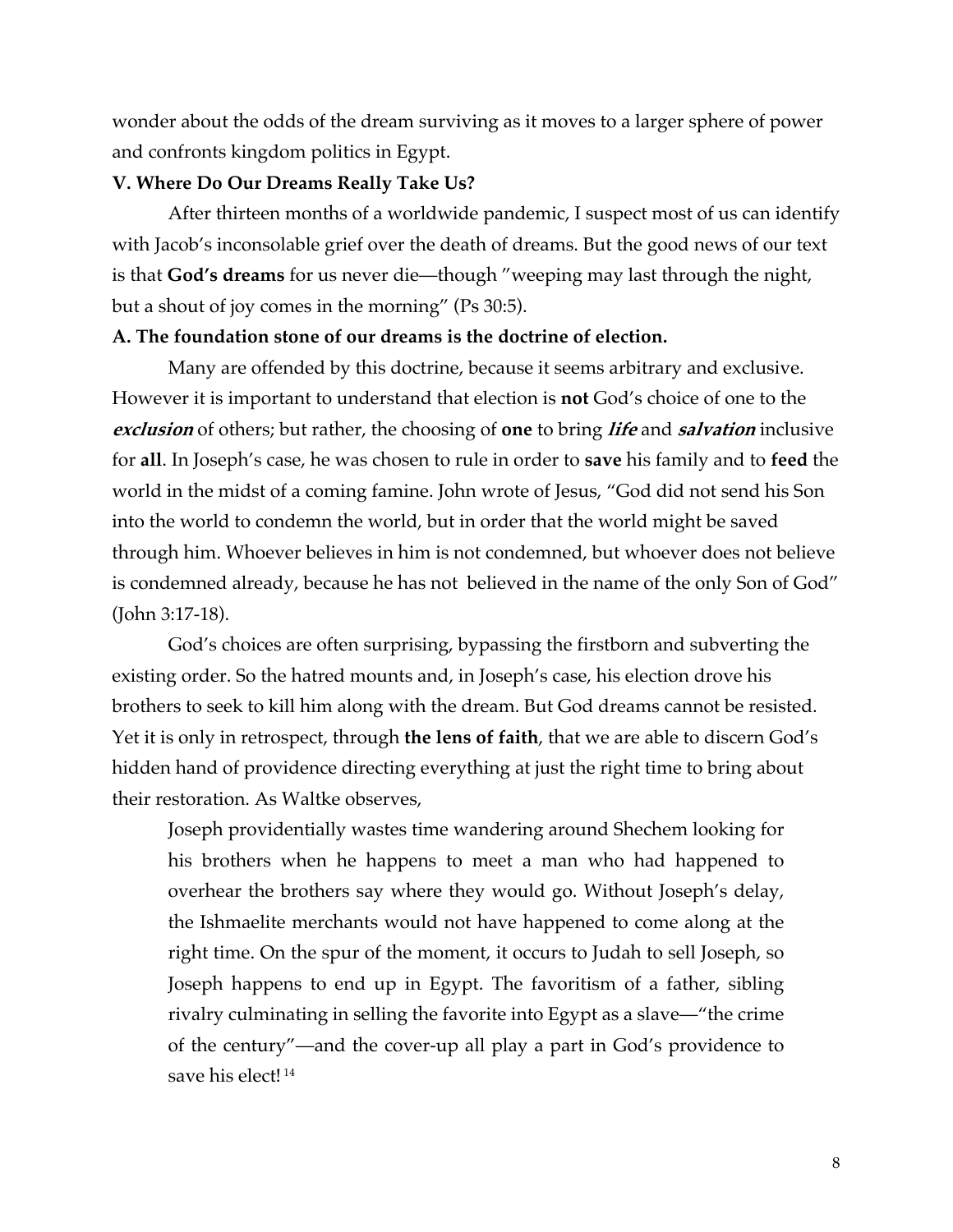wonder about the odds of the dream surviving as it moves to a larger sphere of power and confronts kingdom politics in Egypt.

**V. Where Do Our Dreams Really Take Us?**

After thirteen months of a worldwide pandemic, I suspect most of us can identify with Jacob's inconsolable grief over the death of dreams. But the good news of our text is that **God's dreams** for us never die—though "weeping may last through the night, but a shout of joy comes in the morning" (Ps 30:5).

**A. The foundation stone of our dreams is the doctrine of election.**

Many are offended by this doctrine, because it seems arbitrary and exclusive. However it is important to understand that election is **not** God's choice of one to the ***exclusion*** of others; but rather, the choosing of **one** to bring ***life*** and ***salvation*** inclusive for **all**. In Joseph's case, he was chosen to rule in order to **save** his family and to **feed** the world in the midst of a coming famine. John wrote of Jesus, "God did not send his Son into the world to condemn the world, but in order that the world might be saved through him. Whoever believes in him is not condemned, but whoever does not believe is condemned already, because he has not believed in the name of the only Son of God" (John 3:17-18).

God's choices are often surprising, bypassing the firstborn and subverting the existing order. So the hatred mounts and, in Joseph's case, his election drove his brothers to seek to kill him along with the dream. But God dreams cannot be resisted. Yet it is only in retrospect, through **the lens of faith**, that we are able to discern God's hidden hand of providence directing everything at just the right time to bring about their restoration. As Waltke observes,

> Joseph providentially wastes time wandering around Shechem looking for his brothers when he happens to meet a man who had happened to overhear the brothers say where they would go. Without Joseph's delay, the Ishmaelite merchants would not have happened to come along at the right time. On the spur of the moment, it occurs to Judah to sell Joseph, so Joseph happens to end up in Egypt. The favoritism of a father, sibling rivalry culminating in selling the favorite into Egypt as a slave—"the crime of the century"—and the cover-up all play a part in God's providence to save his elect! [14]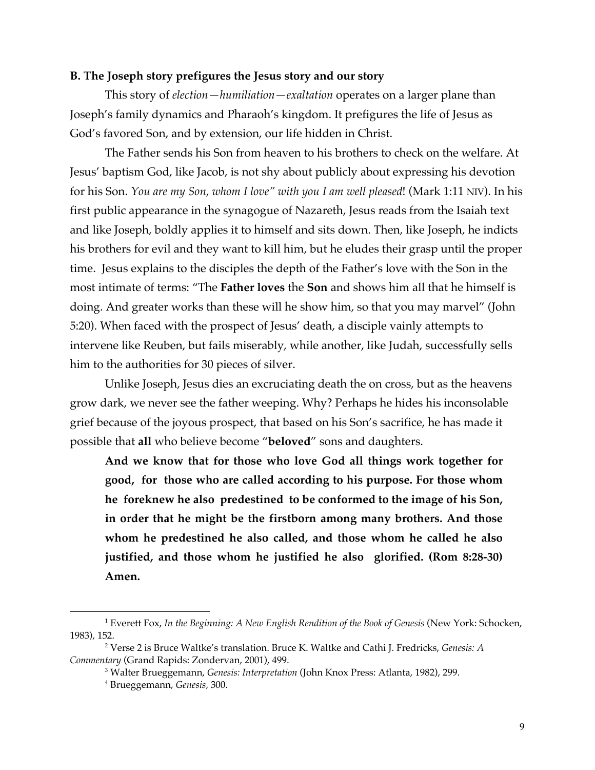**B. The Joseph story prefigures the Jesus story and our story**

This story of *election—humiliation—exaltation* operates on a larger plane than Joseph's family dynamics and Pharaoh's kingdom. It prefigures the life of Jesus as God's favored Son, and by extension, our life hidden in Christ.

The Father sends his Son from heaven to his brothers to check on the welfare. At Jesus' baptism God, like Jacob, is not shy about publicly about expressing his devotion for his Son. *You are my Son, whom I love" with you I am well pleased*! (Mark 1:11 NIV). In his first public appearance in the synagogue of Nazareth, Jesus reads from the Isaiah text and like Joseph, boldly applies it to himself and sits down. Then, like Joseph, he indicts his brothers for evil and they want to kill him, but he eludes their grasp until the proper time. Jesus explains to the disciples the depth of the Father's love with the Son in the most intimate of terms: "The **Father loves** the **Son** and shows him all that he himself is doing. And greater works than these will he show him, so that you may marvel" (John 5:20). When faced with the prospect of Jesus' death, a disciple vainly attempts to intervene like Reuben, but fails miserably, while another, like Judah, successfully sells him to the authorities for 30 pieces of silver.

Unlike Joseph, Jesus dies an excruciating death the on cross, but as the heavens grow dark, we never see the father weeping. Why? Perhaps he hides his inconsolable grief because of the joyous prospect, that based on his Son's sacrifice, he has made it possible that **all** who believe become "**beloved**" sons and daughters.

> **And we know that for those who love God all things work together for good, for those who are called according to his purpose. For those whom he foreknew he also predestined to be conformed to the image of his Son, in order that he might be the firstborn among many brothers. And those whom he predestined he also called, and those whom he called he also justified, and those whom he justified he also glorified. (Rom 8:28-30) Amen.**

---

[1] Everett Fox, *In the Beginning: A New English Rendition of the Book of Genesis* (New York: Schocken, 1983), 152.

[2] Verse 2 is Bruce Waltke's translation. Bruce K. Waltke and Cathi J. Fredricks, *Genesis: A Commentary* (Grand Rapids: Zondervan, 2001), 499.

[3] Walter Brueggemann, *Genesis: Interpretation* (John Knox Press: Atlanta, 1982), 299.

[4] Brueggemann, *Genesis*, 300.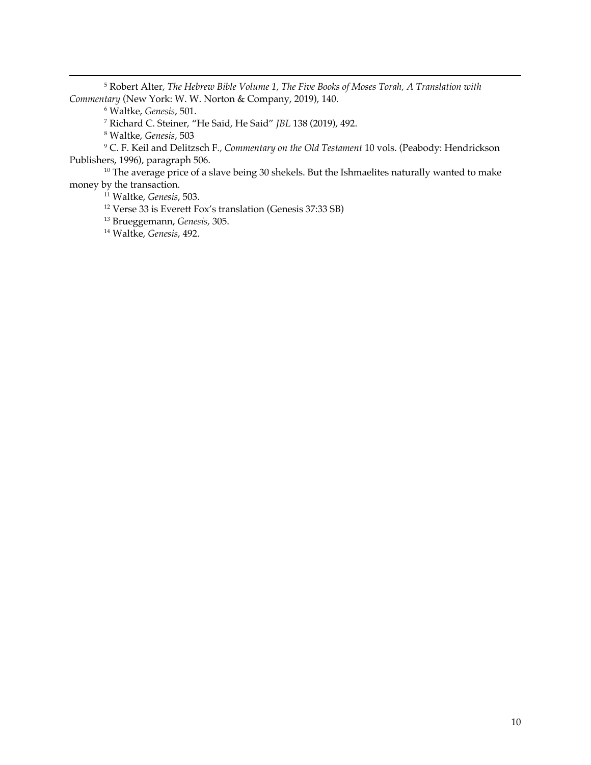[5] Robert Alter, *The Hebrew Bible Volume 1, The Five Books of Moses Torah, A Translation with Commentary* (New York: W. W. Norton & Company, 2019), 140.

[6] Waltke, *Genesis*, 501.

[7] Richard C. Steiner, "He Said, He Said" *JBL* 138 (2019), 492.

[8] Waltke, *Genesis*, 503

[9] C. F. Keil and Delitzsch F., *Commentary on the Old Testament* 10 vols. (Peabody: Hendrickson Publishers, 1996), paragraph 506.

[10] The average price of a slave being 30 shekels. But the Ishmaelites naturally wanted to make money by the transaction.

[11] Waltke, *Genesis*, 503.

[12] Verse 33 is Everett Fox's translation (Genesis 37:33 SB)

[13] Brueggemann, *Genesis*, 305.

[14] Waltke, *Genesis*, 492.